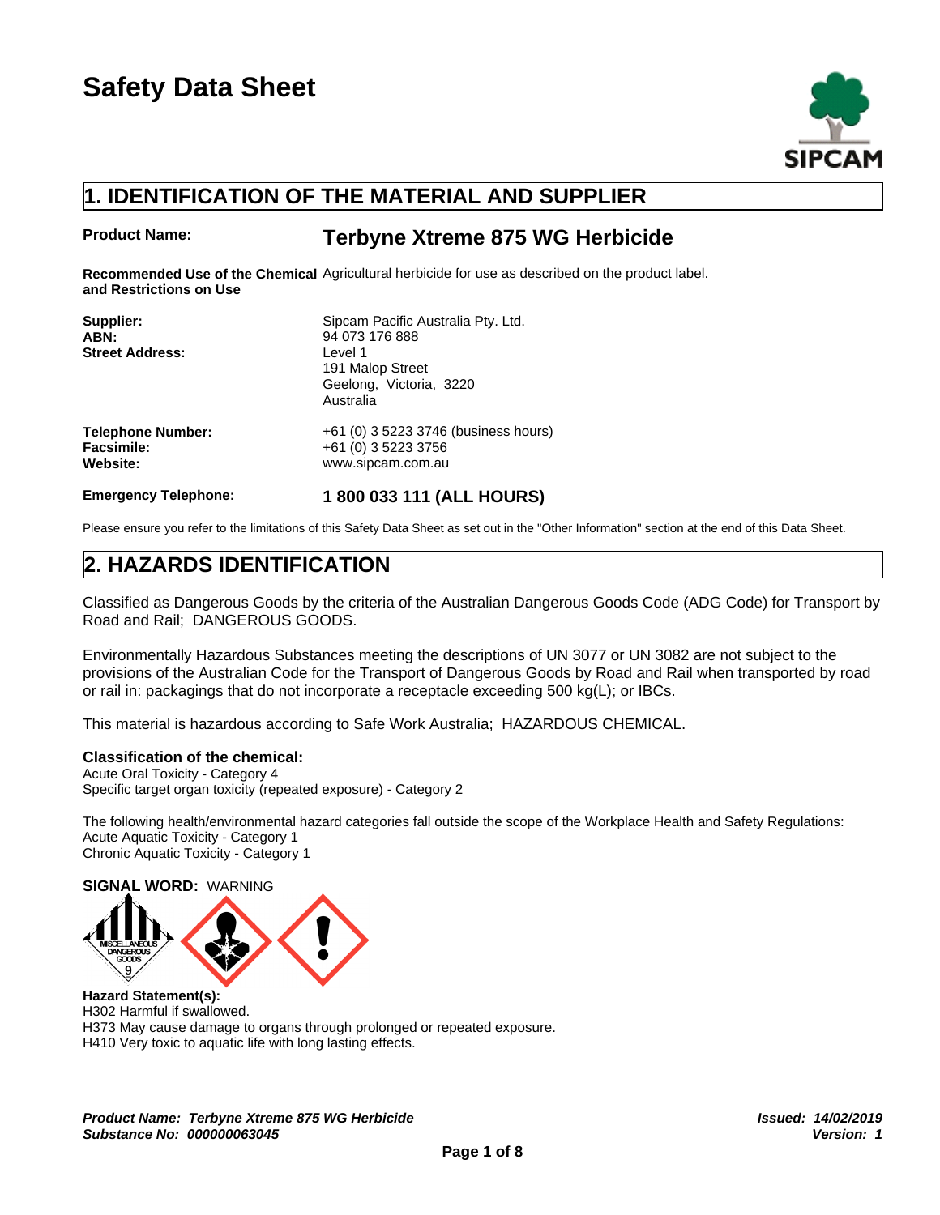# Safety Data Sheet

SIPCAM

## 1. IDENTIFICATION OF THE MATERIAL AND SUPPLIER

**Product Name:** **Terbyne Xtreme 875 WG Herbicide**

**Recommended Use of the Chemical and Restrictions on Use** Agricultural herbicide for use as described on the product label.

**Supplier:** Sipcam Pacific Australia Pty. Ltd.
**ABN:** 94 073 176 888
**Street Address:** Level 1
191 Malop Street
Geelong, Victoria, 3220
Australia

**Telephone Number:** +61 (0) 3 5223 3746 (business hours)
**Facsimile:** +61 (0) 3 5223 3756
**Website:** www.sipcam.com.au

**Emergency Telephone:** **1 800 033 111 (ALL HOURS)**

Please ensure you refer to the limitations of this Safety Data Sheet as set out in the "Other Information" section at the end of this Data Sheet.

## 2. HAZARDS IDENTIFICATION

Classified as Dangerous Goods by the criteria of the Australian Dangerous Goods Code (ADG Code) for Transport by Road and Rail; DANGEROUS GOODS.

Environmentally Hazardous Substances meeting the descriptions of UN 3077 or UN 3082 are not subject to the provisions of the Australian Code for the Transport of Dangerous Goods by Road and Rail when transported by road or rail in: packagings that do not incorporate a receptacle exceeding 500 kg(L); or IBCs.

This material is hazardous according to Safe Work Australia; HAZARDOUS CHEMICAL.

**Classification of the chemical:**
Acute Oral Toxicity - Category 4
Specific target organ toxicity (repeated exposure) - Category 2

The following health/environmental hazard categories fall outside the scope of the Workplace Health and Safety Regulations:
Acute Aquatic Toxicity - Category 1
Chronic Aquatic Toxicity - Category 1

**SIGNAL WORD:** WARNING

MISCELLANEOUS DANGEROUS GOODS 9

**Hazard Statement(s):**
H302 Harmful if swallowed.
H373 May cause damage to organs through prolonged or repeated exposure.
H410 Very toxic to aquatic life with long lasting effects.

***Product Name: Terbyne Xtreme 875 WG Herbicide*** ***Issued: 14/02/2019***
***Substance No: 000000063045*** ***Version: 1***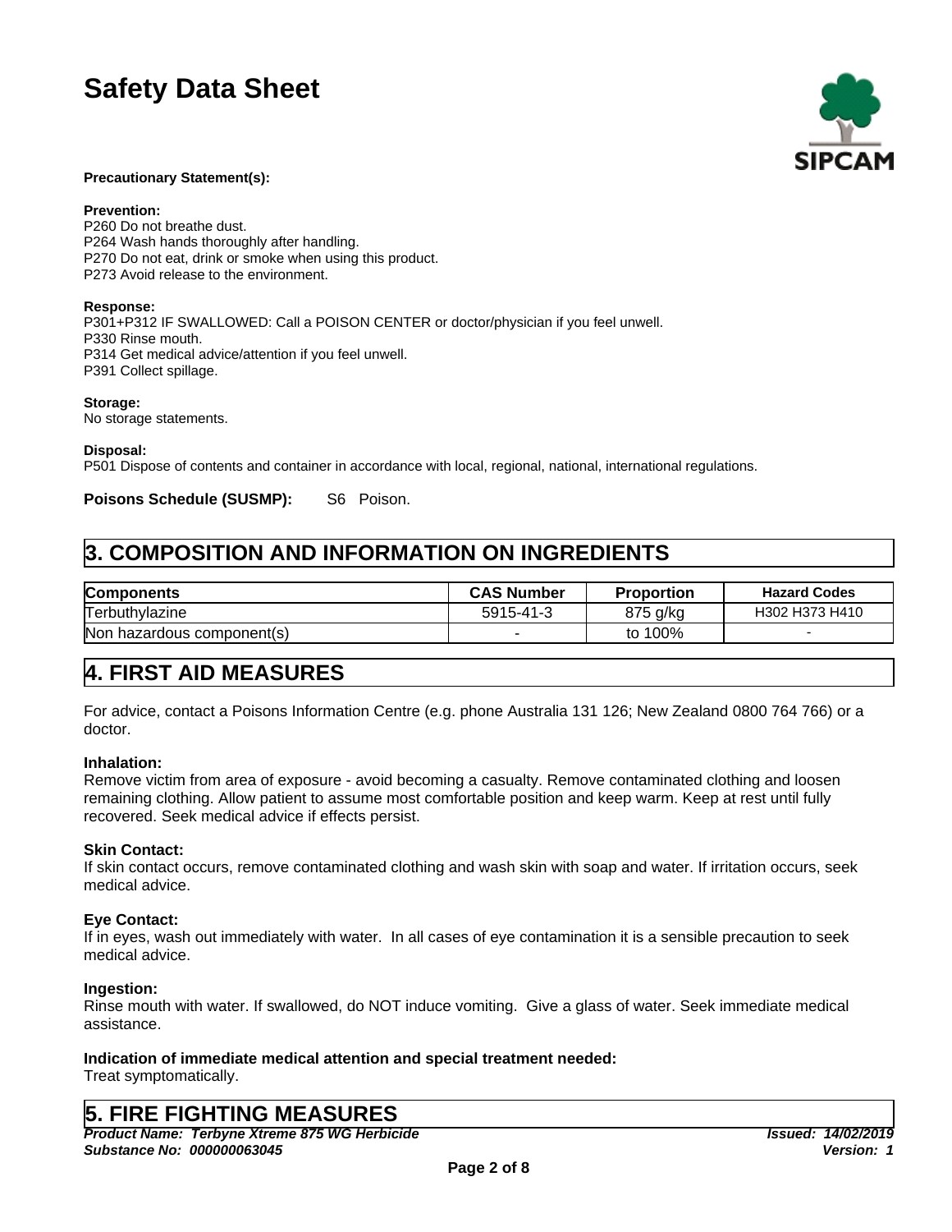**Precautionary Statement(s):**

**Prevention:**
P260 Do not breathe dust.
P264 Wash hands thoroughly after handling.
P270 Do not eat, drink or smoke when using this product.
P273 Avoid release to the environment.

**Response:**
P301+P312 IF SWALLOWED: Call a POISON CENTER or doctor/physician if you feel unwell.
P330 Rinse mouth.
P314 Get medical advice/attention if you feel unwell.
P391 Collect spillage.

**Storage:**
No storage statements.

**Disposal:**
P501 Dispose of contents and container in accordance with local, regional, national, international regulations.

**Poisons Schedule (SUSMP):** S6 Poison.

## 3. COMPOSITION AND INFORMATION ON INGREDIENTS

| Components | CAS Number | Proportion | Hazard Codes |
|---|---|---|---|
| Terbuthylazine | 5915-41-3 | 875 g/kg | H302 H373 H410 |
| Non hazardous component(s) | - | to 100% | - |

## 4. FIRST AID MEASURES

For advice, contact a Poisons Information Centre (e.g. phone Australia 131 126; New Zealand 0800 764 766) or a doctor.

**Inhalation:**
Remove victim from area of exposure - avoid becoming a casualty. Remove contaminated clothing and loosen remaining clothing. Allow patient to assume most comfortable position and keep warm. Keep at rest until fully recovered. Seek medical advice if effects persist.

**Skin Contact:**
If skin contact occurs, remove contaminated clothing and wash skin with soap and water. If irritation occurs, seek medical advice.

**Eye Contact:**
If in eyes, wash out immediately with water. In all cases of eye contamination it is a sensible precaution to seek medical advice.

**Ingestion:**
Rinse mouth with water. If swallowed, do NOT induce vomiting. Give a glass of water. Seek immediate medical assistance.

**Indication of immediate medical attention and special treatment needed:**
Treat symptomatically.

## 5. FIRE FIGHTING MEASURES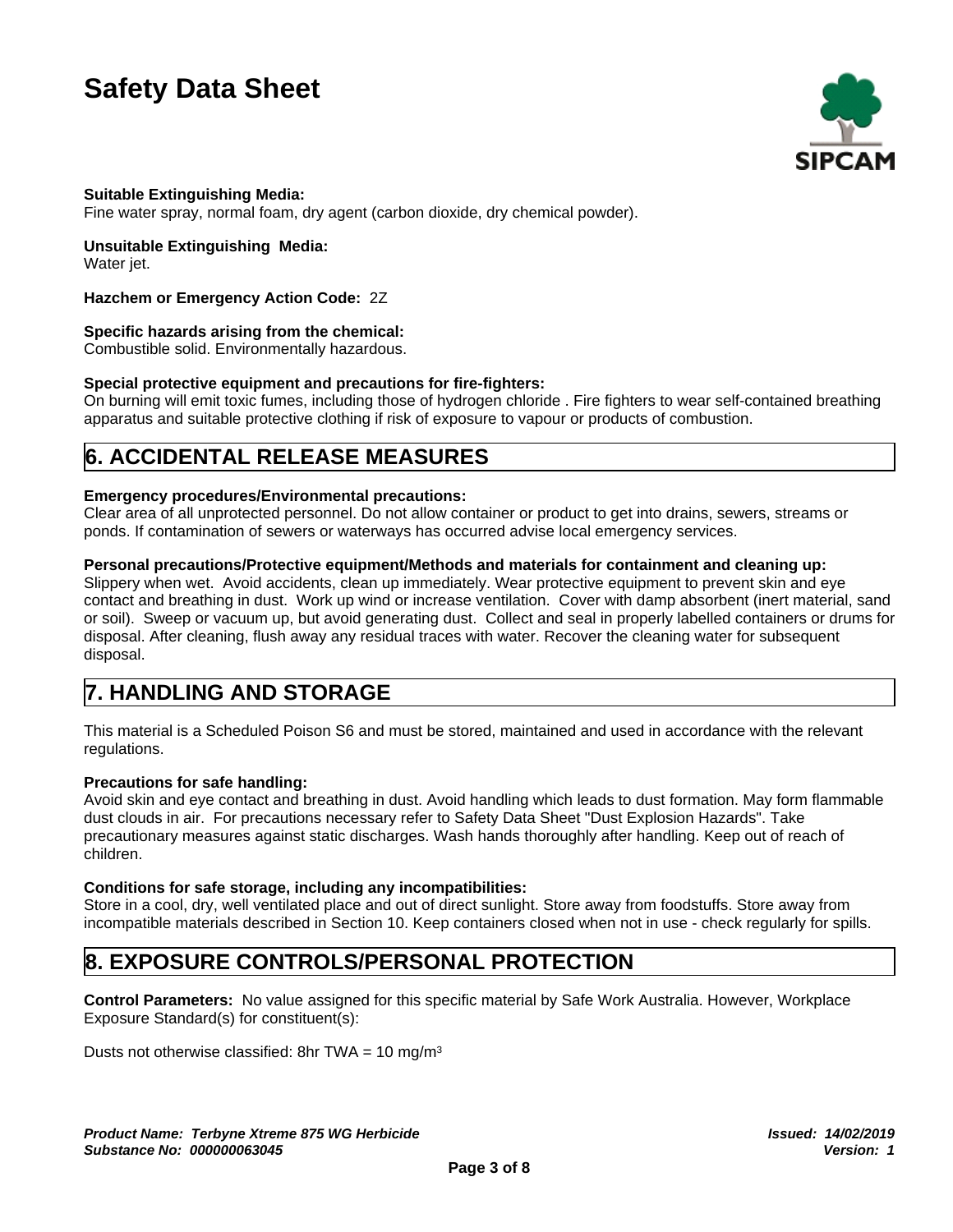**Suitable Extinguishing Media:**
Fine water spray, normal foam, dry agent (carbon dioxide, dry chemical powder).

**Unsuitable Extinguishing Media:**
Water jet.

**Hazchem or Emergency Action Code:** 2Z

**Specific hazards arising from the chemical:**
Combustible solid. Environmentally hazardous.

**Special protective equipment and precautions for fire-fighters:**
On burning will emit toxic fumes, including those of hydrogen chloride . Fire fighters to wear self-contained breathing apparatus and suitable protective clothing if risk of exposure to vapour or products of combustion.

## 6. ACCIDENTAL RELEASE MEASURES

**Emergency procedures/Environmental precautions:**
Clear area of all unprotected personnel. Do not allow container or product to get into drains, sewers, streams or ponds. If contamination of sewers or waterways has occurred advise local emergency services.

**Personal precautions/Protective equipment/Methods and materials for containment and cleaning up:**
Slippery when wet. Avoid accidents, clean up immediately. Wear protective equipment to prevent skin and eye contact and breathing in dust. Work up wind or increase ventilation. Cover with damp absorbent (inert material, sand or soil). Sweep or vacuum up, but avoid generating dust. Collect and seal in properly labelled containers or drums for disposal. After cleaning, flush away any residual traces with water. Recover the cleaning water for subsequent disposal.

## 7. HANDLING AND STORAGE

This material is a Scheduled Poison S6 and must be stored, maintained and used in accordance with the relevant regulations.

**Precautions for safe handling:**
Avoid skin and eye contact and breathing in dust. Avoid handling which leads to dust formation. May form flammable dust clouds in air. For precautions necessary refer to Safety Data Sheet "Dust Explosion Hazards". Take precautionary measures against static discharges. Wash hands thoroughly after handling. Keep out of reach of children.

**Conditions for safe storage, including any incompatibilities:**
Store in a cool, dry, well ventilated place and out of direct sunlight. Store away from foodstuffs. Store away from incompatible materials described in Section 10. Keep containers closed when not in use - check regularly for spills.

## 8. EXPOSURE CONTROLS/PERSONAL PROTECTION

**Control Parameters:** No value assigned for this specific material by Safe Work Australia. However, Workplace Exposure Standard(s) for constituent(s):

Dusts not otherwise classified: 8hr TWA = 10 mg/$m^3$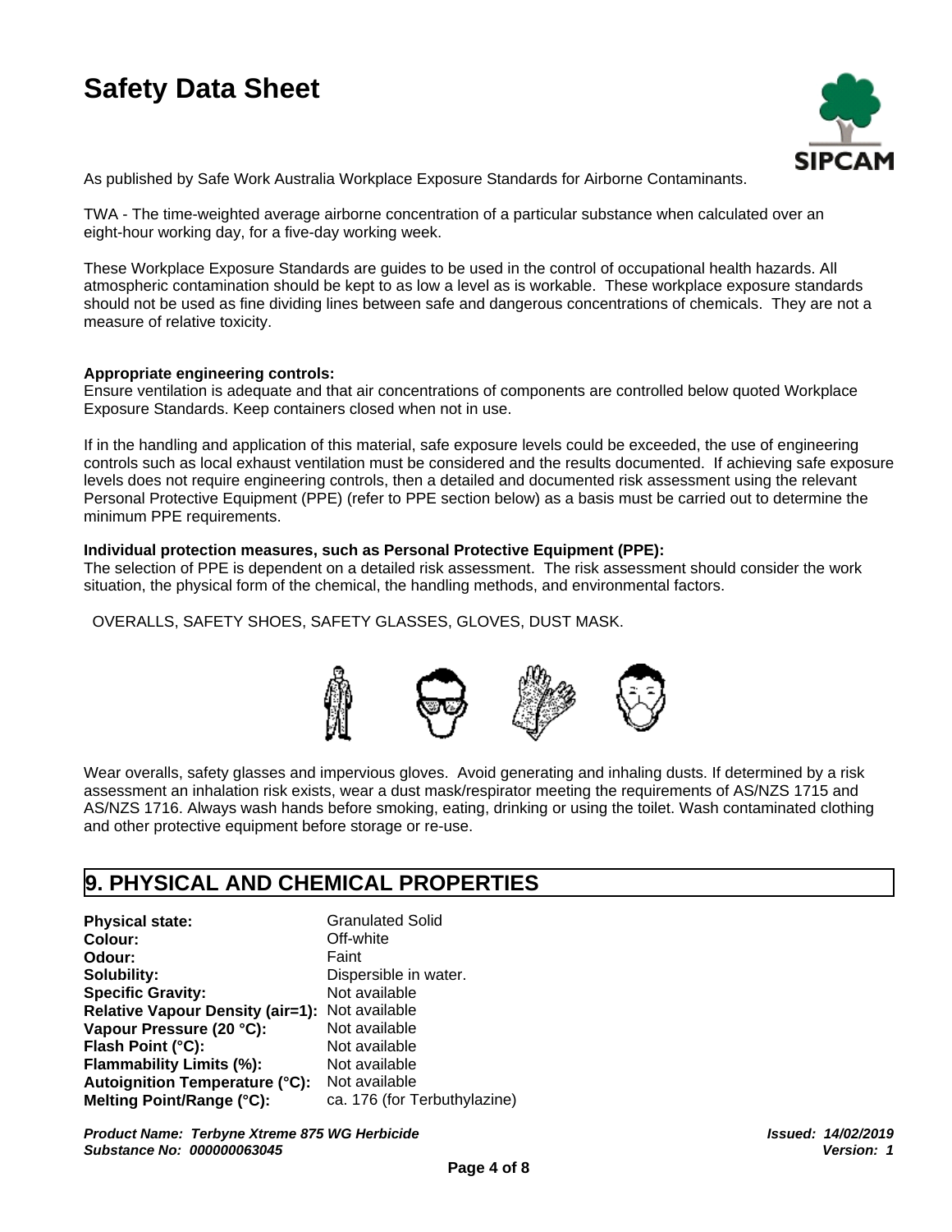As published by Safe Work Australia Workplace Exposure Standards for Airborne Contaminants.

TWA - The time-weighted average airborne concentration of a particular substance when calculated over an eight-hour working day, for a five-day working week.

These Workplace Exposure Standards are guides to be used in the control of occupational health hazards. All atmospheric contamination should be kept to as low a level as is workable. These workplace exposure standards should not be used as fine dividing lines between safe and dangerous concentrations of chemicals. They are not a measure of relative toxicity.

**Appropriate engineering controls:**
Ensure ventilation is adequate and that air concentrations of components are controlled below quoted Workplace Exposure Standards. Keep containers closed when not in use.

If in the handling and application of this material, safe exposure levels could be exceeded, the use of engineering controls such as local exhaust ventilation must be considered and the results documented. If achieving safe exposure levels does not require engineering controls, then a detailed and documented risk assessment using the relevant Personal Protective Equipment (PPE) (refer to PPE section below) as a basis must be carried out to determine the minimum PPE requirements.

**Individual protection measures, such as Personal Protective Equipment (PPE):**
The selection of PPE is dependent on a detailed risk assessment. The risk assessment should consider the work situation, the physical form of the chemical, the handling methods, and environmental factors.

OVERALLS, SAFETY SHOES, SAFETY GLASSES, GLOVES, DUST MASK.

Wear overalls, safety glasses and impervious gloves. Avoid generating and inhaling dusts. If determined by a risk assessment an inhalation risk exists, wear a dust mask/respirator meeting the requirements of AS/NZS 1715 and AS/NZS 1716. Always wash hands before smoking, eating, drinking or using the toilet. Wash contaminated clothing and other protective equipment before storage or re-use.

## 9. PHYSICAL AND CHEMICAL PROPERTIES

**Physical state:** Granulated Solid
**Colour:** Off-white
**Odour:** Faint
**Solubility:** Dispersible in water.
**Specific Gravity:** Not available
**Relative Vapour Density (air=1):** Not available
**Vapour Pressure (20 °C):** Not available
**Flash Point (°C):** Not available
**Flammability Limits (%):** Not available
**Autoignition Temperature (°C):** Not available
**Melting Point/Range (°C):** ca. 176 (for Terbuthylazine)

***Product Name: Terbyne Xtreme 875 WG Herbicide***
***Substance No: 000000063045***
***Issued: 14/02/2019***
***Version: 1***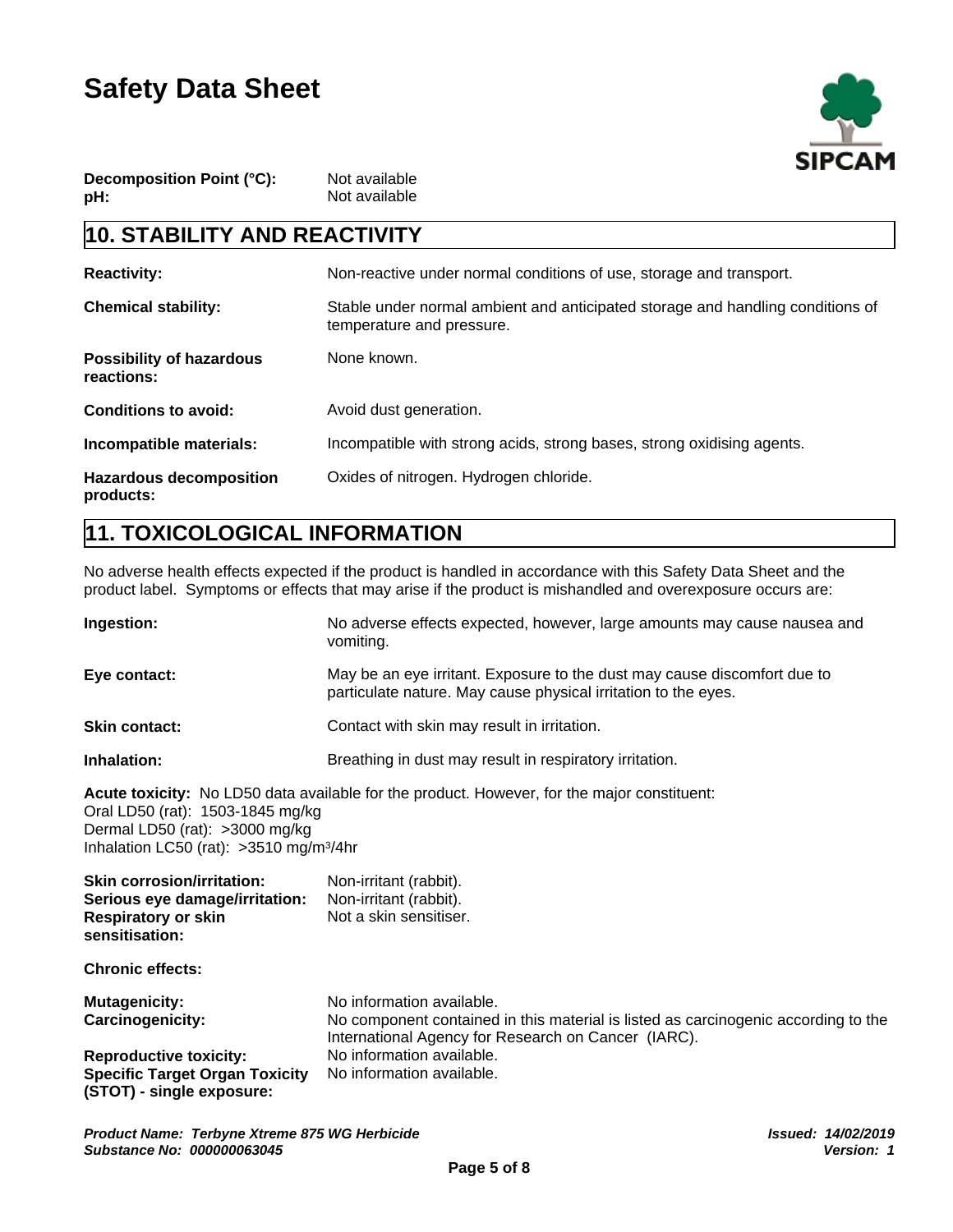| | |
|---|---|
| **Decomposition Point (°C):** | Not available |
| **pH:** | Not available |

## 10. STABILITY AND REACTIVITY

| | |
|---|---|
| **Reactivity:** | Non-reactive under normal conditions of use, storage and transport. |
| **Chemical stability:** | Stable under normal ambient and anticipated storage and handling conditions of temperature and pressure. |
| **Possibility of hazardous reactions:** | None known. |
| **Conditions to avoid:** | Avoid dust generation. |
| **Incompatible materials:** | Incompatible with strong acids, strong bases, strong oxidising agents. |
| **Hazardous decomposition products:** | Oxides of nitrogen. Hydrogen chloride. |

## 11. TOXICOLOGICAL INFORMATION

No adverse health effects expected if the product is handled in accordance with this Safety Data Sheet and the product label. Symptoms or effects that may arise if the product is mishandled and overexposure occurs are:

| | |
|---|---|
| **Ingestion:** | No adverse effects expected, however, large amounts may cause nausea and vomiting. |
| **Eye contact:** | May be an eye irritant. Exposure to the dust may cause discomfort due to particulate nature. May cause physical irritation to the eyes. |
| **Skin contact:** | Contact with skin may result in irritation. |
| **Inhalation:** | Breathing in dust may result in respiratory irritation. |

**Acute toxicity:** No LD50 data available for the product. However, for the major constituent:
Oral LD50 (rat): 1503-1845 mg/kg
Dermal LD50 (rat): >3000 mg/kg
Inhalation LC50 (rat): >3510 mg/m³/4hr

| | |
|---|---|
| **Skin corrosion/irritation:** | Non-irritant (rabbit). |
| **Serious eye damage/irritation:** | Non-irritant (rabbit). |
| **Respiratory or skin sensitisation:** | Not a skin sensitiser. |

**Chronic effects:**

| | |
|---|---|
| **Mutagenicity:** | No information available. |
| **Carcinogenicity:** | No component contained in this material is listed as carcinogenic according to the International Agency for Research on Cancer (IARC). |
| **Reproductive toxicity:** | No information available. |
| **Specific Target Organ Toxicity (STOT) - single exposure:** | No information available. |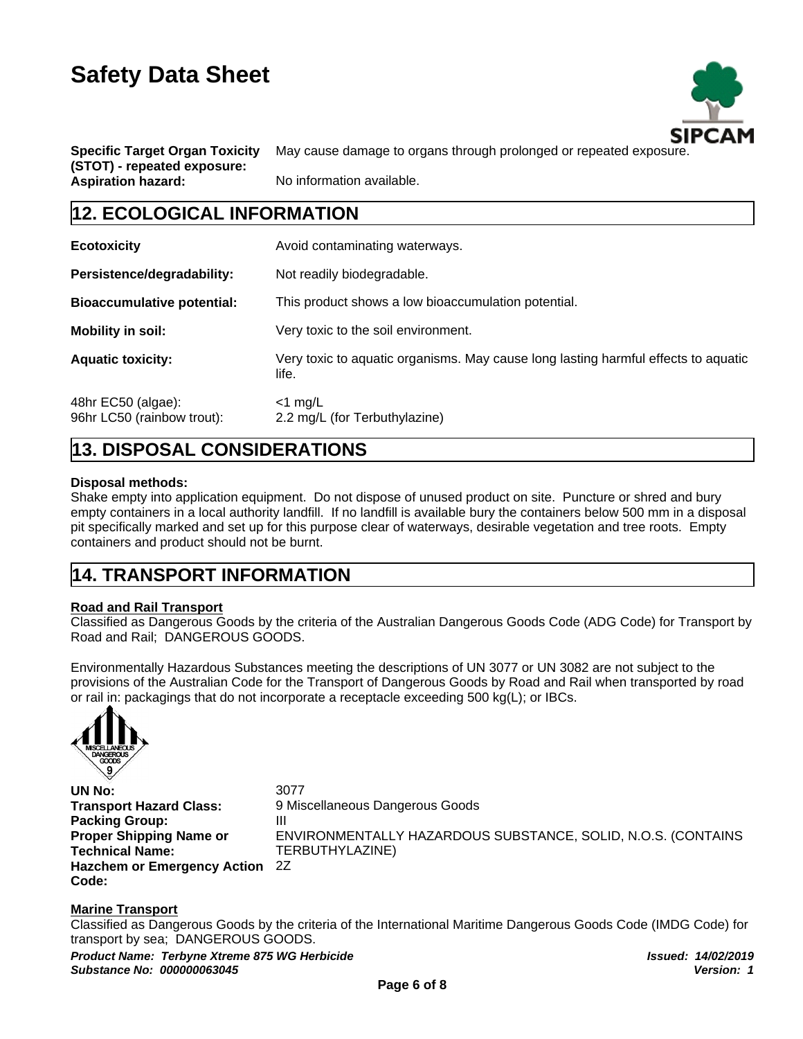| | |
|---|---|
| **Specific Target Organ Toxicity (STOT) - repeated exposure:** | May cause damage to organs through prolonged or repeated exposure. |
| **Aspiration hazard:** | No information available. |

## 12. ECOLOGICAL INFORMATION

| | |
|---|---|
| **Ecotoxicity** | Avoid contaminating waterways. |
| **Persistence/degradability:** | Not readily biodegradable. |
| **Bioaccumulative potential:** | This product shows a low bioaccumulation potential. |
| **Mobility in soil:** | Very toxic to the soil environment. |
| **Aquatic toxicity:** | Very toxic to aquatic organisms. May cause long lasting harmful effects to aquatic life. |
| 48hr EC50 (algae): | <1 mg/L |
| 96hr LC50 (rainbow trout): | 2.2 mg/L (for Terbuthylazine) |

## 13. DISPOSAL CONSIDERATIONS

**Disposal methods:**
Shake empty into application equipment. Do not dispose of unused product on site. Puncture or shred and bury empty containers in a local authority landfill. If no landfill is available bury the containers below 500 mm in a disposal pit specifically marked and set up for this purpose clear of waterways, desirable vegetation and tree roots. Empty containers and product should not be burnt.

## 14. TRANSPORT INFORMATION

**Road and Rail Transport**
Classified as Dangerous Goods by the criteria of the Australian Dangerous Goods Code (ADG Code) for Transport by Road and Rail; DANGEROUS GOODS.

Environmentally Hazardous Substances meeting the descriptions of UN 3077 or UN 3082 are not subject to the provisions of the Australian Code for the Transport of Dangerous Goods by Road and Rail when transported by road or rail in: packagings that do not incorporate a receptacle exceeding 500 kg(L); or IBCs.

| | |
|---|---|
| **UN No:** | 3077 |
| **Transport Hazard Class:** | 9 Miscellaneous Dangerous Goods |
| **Packing Group:** | III |
| **Proper Shipping Name or Technical Name:** | ENVIRONMENTALLY HAZARDOUS SUBSTANCE, SOLID, N.O.S. (CONTAINS TERBUTHYLAZINE) |
| **Hazchem or Emergency Action Code:** | 2Z |

**Marine Transport**
Classified as Dangerous Goods by the criteria of the International Maritime Dangerous Goods Code (IMDG Code) for transport by sea; DANGEROUS GOODS.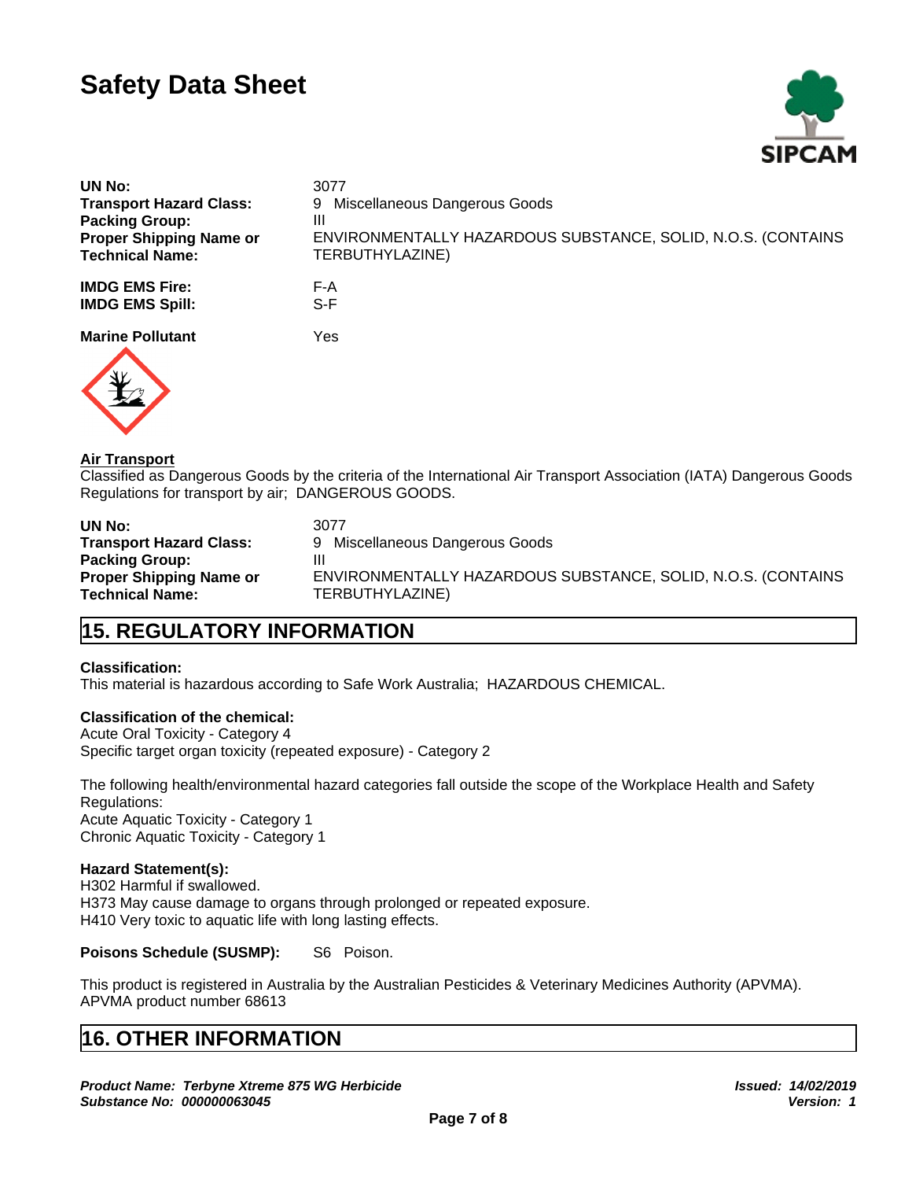# Safety Data Sheet

| | |
|---|---|
| **UN No:** | 3077 |
| **Transport Hazard Class:** | 9 Miscellaneous Dangerous Goods |
| **Packing Group:** | III |
| **Proper Shipping Name or Technical Name:** | ENVIRONMENTALLY HAZARDOUS SUBSTANCE, SOLID, N.O.S. (CONTAINS TERBUTHYLAZINE) |
| **IMDG EMS Fire:** | F-A |
| **IMDG EMS Spill:** | S-F |
| **Marine Pollutant** | Yes |

**<u>Air Transport</u>**

Classified as Dangerous Goods by the criteria of the International Air Transport Association (IATA) Dangerous Goods Regulations for transport by air; DANGEROUS GOODS.

| | |
|---|---|
| **UN No:** | 3077 |
| **Transport Hazard Class:** | 9 Miscellaneous Dangerous Goods |
| **Packing Group:** | III |
| **Proper Shipping Name or Technical Name:** | ENVIRONMENTALLY HAZARDOUS SUBSTANCE, SOLID, N.O.S. (CONTAINS TERBUTHYLAZINE) |

## 15. REGULATORY INFORMATION

**Classification:**
This material is hazardous according to Safe Work Australia; HAZARDOUS CHEMICAL.

**Classification of the chemical:**
Acute Oral Toxicity - Category 4
Specific target organ toxicity (repeated exposure) - Category 2

The following health/environmental hazard categories fall outside the scope of the Workplace Health and Safety Regulations:
Acute Aquatic Toxicity - Category 1
Chronic Aquatic Toxicity - Category 1

**Hazard Statement(s):**
H302 Harmful if swallowed.
H373 May cause damage to organs through prolonged or repeated exposure.
H410 Very toxic to aquatic life with long lasting effects.

**Poisons Schedule (SUSMP):** S6 Poison.

This product is registered in Australia by the Australian Pesticides & Veterinary Medicines Authority (APVMA).
APVMA product number 68613

## 16. OTHER INFORMATION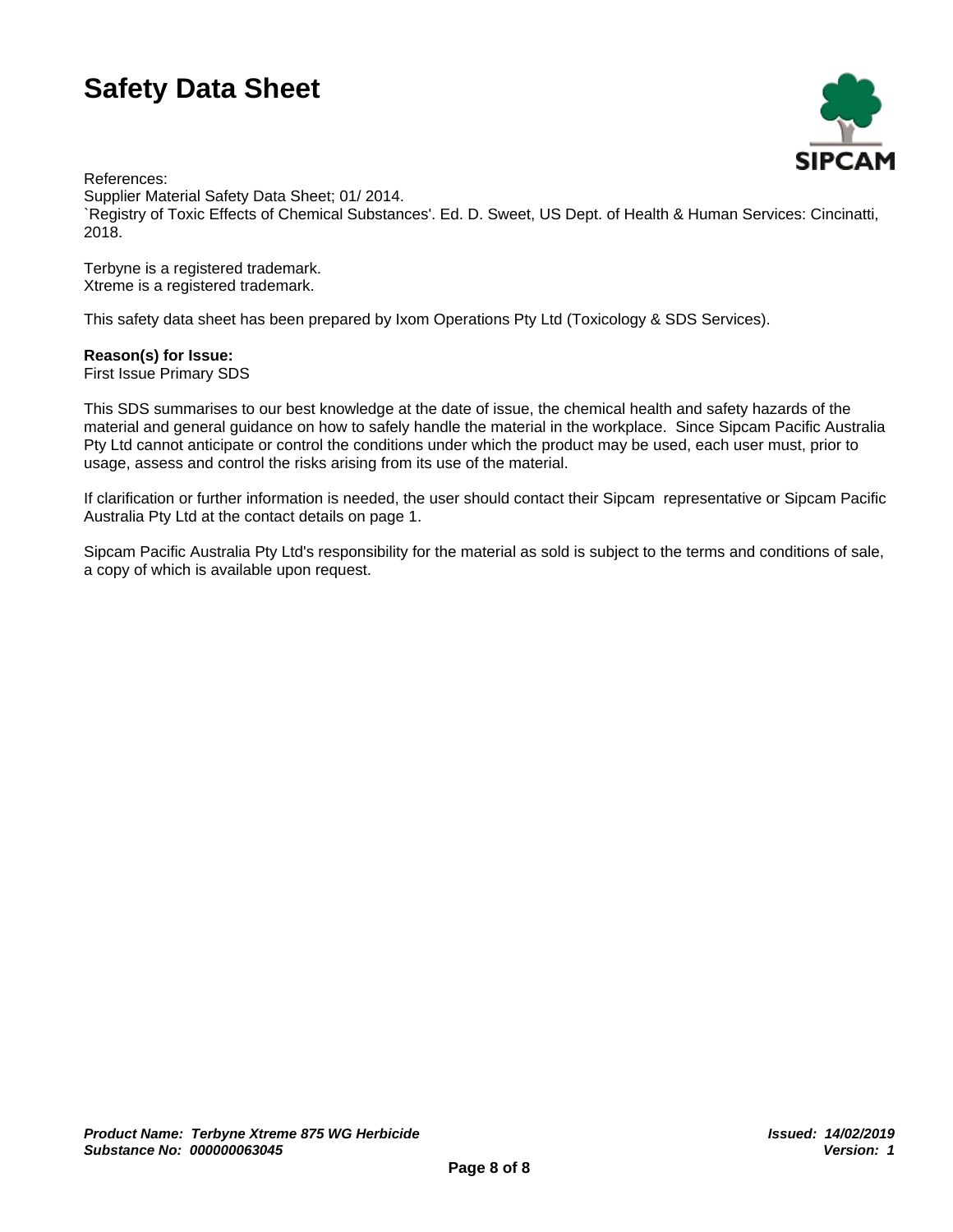References:
Supplier Material Safety Data Sheet; 01/ 2014.
`Registry of Toxic Effects of Chemical Substances'. Ed. D. Sweet, US Dept. of Health & Human Services: Cincinatti, 2018.

Terbyne is a registered trademark.
Xtreme is a registered trademark.

This safety data sheet has been prepared by Ixom Operations Pty Ltd (Toxicology & SDS Services).

**Reason(s) for Issue:**
First Issue Primary SDS

This SDS summarises to our best knowledge at the date of issue, the chemical health and safety hazards of the material and general guidance on how to safely handle the material in the workplace. Since Sipcam Pacific Australia Pty Ltd cannot anticipate or control the conditions under which the product may be used, each user must, prior to usage, assess and control the risks arising from its use of the material.

If clarification or further information is needed, the user should contact their Sipcam representative or Sipcam Pacific Australia Pty Ltd at the contact details on page 1.

Sipcam Pacific Australia Pty Ltd's responsibility for the material as sold is subject to the terms and conditions of sale, a copy of which is available upon request.